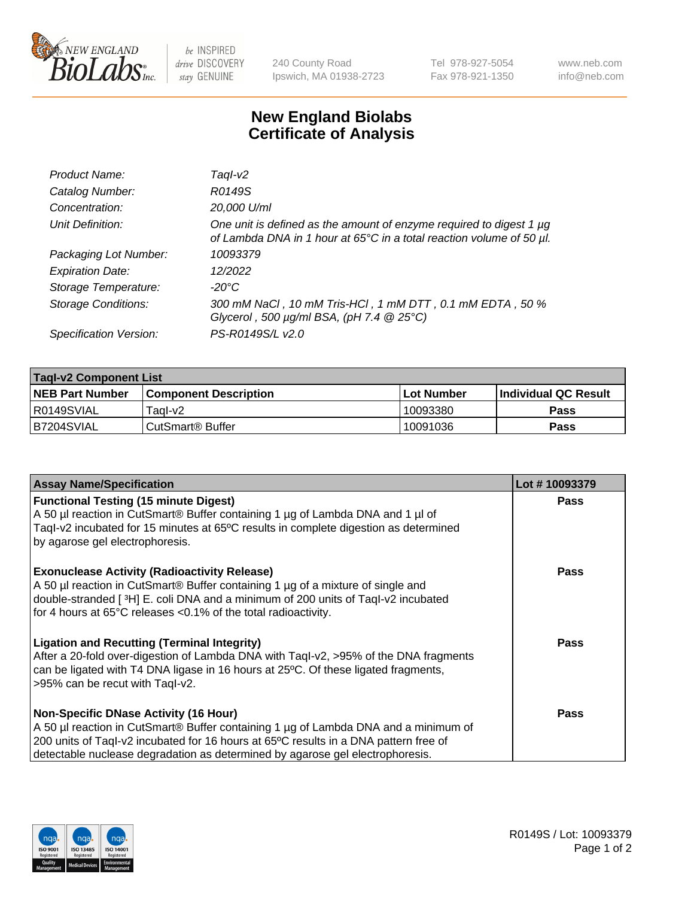New England BioLabs Inc. — be INSPIRED drive DISCOVERY stay GENUINE

240 County Road
Ipswich, MA 01938-2723

Tel 978-927-5054
Fax 978-921-1350

www.neb.com
info@neb.com

# New England Biolabs Certificate of Analysis

| | |
|---|---|
| *Product Name:* | *TaqI-v2* |
| *Catalog Number:* | *R0149S* |
| *Concentration:* | *20,000 U/ml* |
| *Unit Definition:* | *One unit is defined as the amount of enzyme required to digest 1 µg of Lambda DNA in 1 hour at 65°C in a total reaction volume of 50 µl.* |
| *Packaging Lot Number:* | *10093379* |
| *Expiration Date:* | *12/2022* |
| *Storage Temperature:* | *-20°C* |
| *Storage Conditions:* | *300 mM NaCl , 10 mM Tris-HCl , 1 mM DTT , 0.1 mM EDTA , 50 % Glycerol , 500 µg/ml BSA, (pH 7.4 @ 25°C)* |
| *Specification Version:* | *PS-R0149S/L v2.0* |

| **TaqI-v2 Component List** | | | |
|---|---|---|---|
| **NEB Part Number** | **Component Description** | **Lot Number** | **Individual QC Result** |
| R0149SVIAL | TaqI-v2 | 10093380 | **Pass** |
| B7204SVIAL | CutSmart® Buffer | 10091036 | **Pass** |

| **Assay Name/Specification** | **Lot # 10093379** |
|---|---|
| **Functional Testing (15 minute Digest)** A 50 µl reaction in CutSmart® Buffer containing 1 µg of Lambda DNA and 1 µl of TaqI-v2 incubated for 15 minutes at 65ºC results in complete digestion as determined by agarose gel electrophoresis. | **Pass** |
| **Exonuclease Activity (Radioactivity Release)** A 50 µl reaction in CutSmart® Buffer containing 1 µg of a mixture of single and double-stranded [ $^3$H] E. coli DNA and a minimum of 200 units of TaqI-v2 incubated for 4 hours at 65°C releases <0.1% of the total radioactivity. | **Pass** |
| **Ligation and Recutting (Terminal Integrity)** After a 20-fold over-digestion of Lambda DNA with TaqI-v2, >95% of the DNA fragments can be ligated with T4 DNA ligase in 16 hours at 25ºC. Of these ligated fragments, >95% can be recut with TaqI-v2. | **Pass** |
| **Non-Specific DNase Activity (16 Hour)** A 50 µl reaction in CutSmart® Buffer containing 1 µg of Lambda DNA and a minimum of 200 units of TaqI-v2 incubated for 16 hours at 65ºC results in a DNA pattern free of detectable nuclease degradation as determined by agarose gel electrophoresis. | **Pass** |

R0149S / Lot: 10093379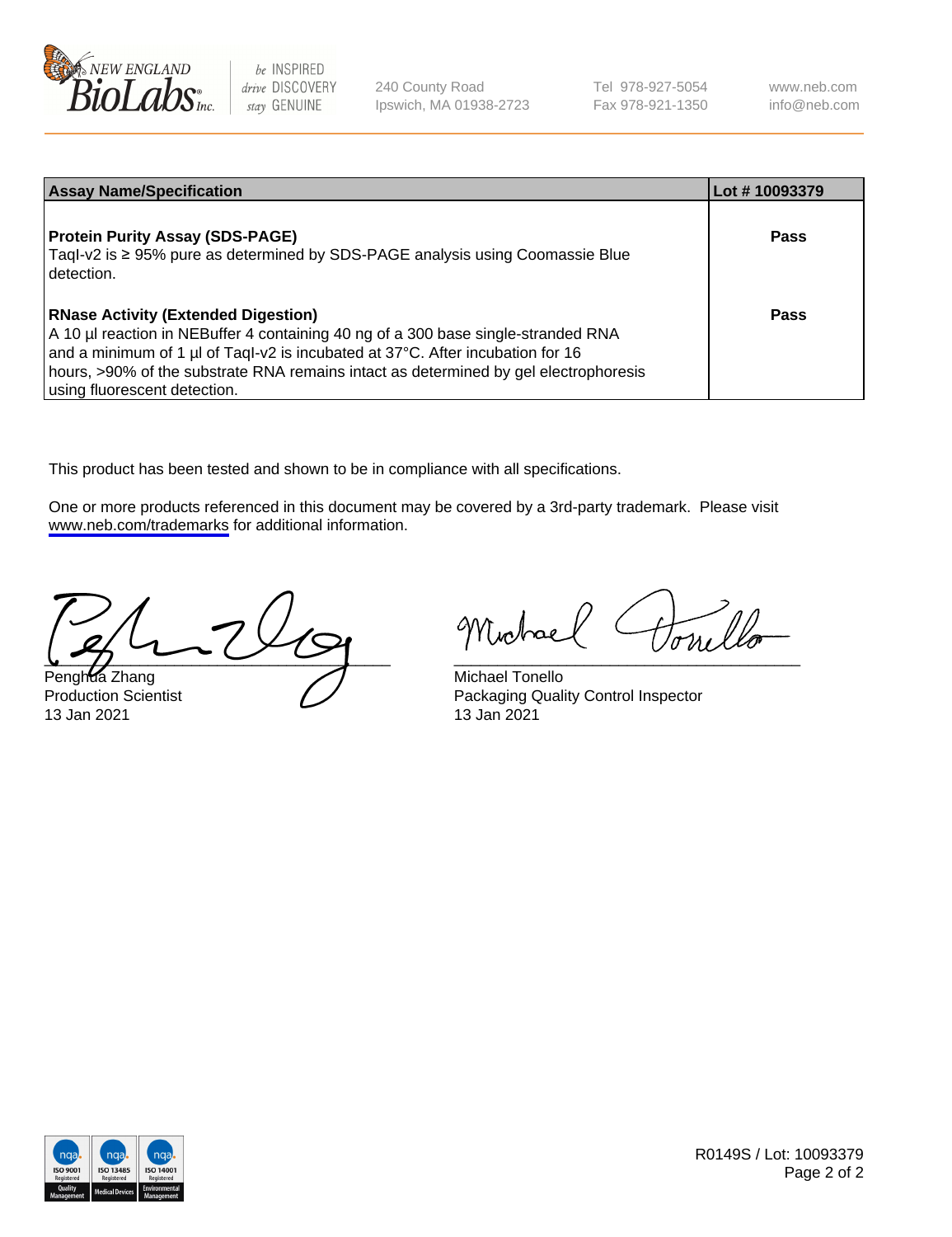| Assay Name/Specification | Lot # 10093379 |
| --- | --- |
| **Protein Purity Assay (SDS-PAGE)**<br>TaqI-v2 is ≥ 95% pure as determined by SDS-PAGE analysis using Coomassie Blue detection. | **Pass** |
| **RNase Activity (Extended Digestion)**<br>A 10 µl reaction in NEBuffer 4 containing 40 ng of a 300 base single-stranded RNA and a minimum of 1 µl of TaqI-v2 is incubated at 37°C. After incubation for 16 hours, >90% of the substrate RNA remains intact as determined by gel electrophoresis using fluorescent detection. | **Pass** |

This product has been tested and shown to be in compliance with all specifications.

One or more products referenced in this document may be covered by a 3rd-party trademark. Please visit www.neb.com/trademarks for additional information.

Penghua Zhang
Production Scientist
13 Jan 2021

Michael Tonello
Packaging Quality Control Inspector
13 Jan 2021

R0149S / Lot: 10093379